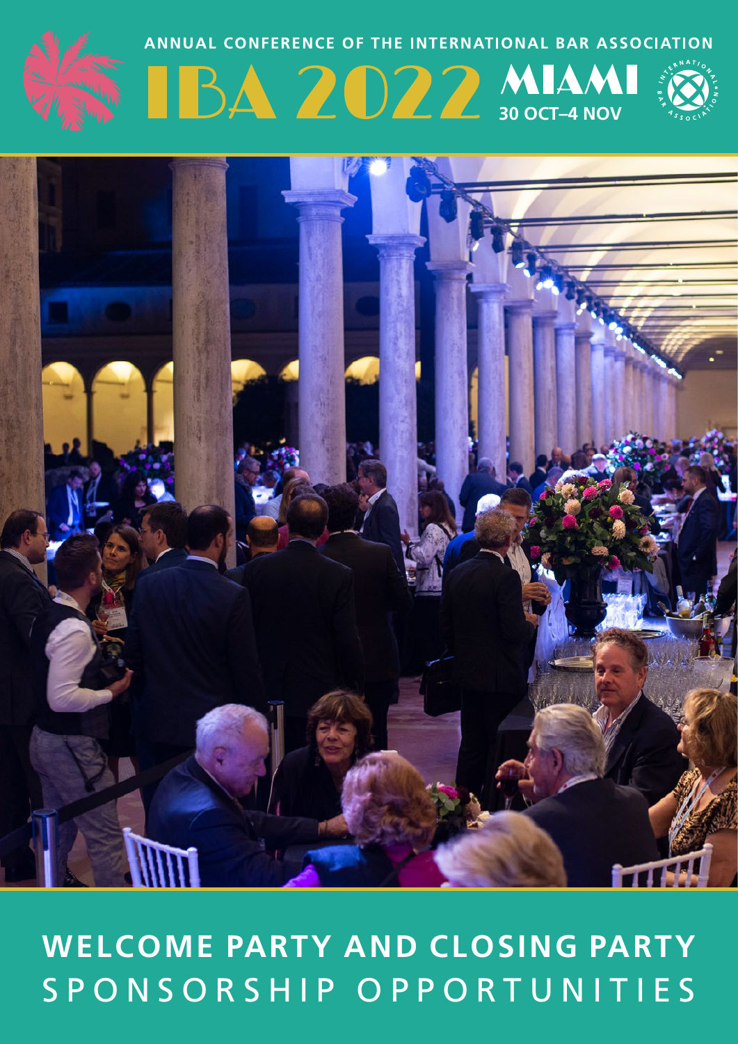ANNUAL CONFERENCE OF THE INTERNATIONAL BAR ASSOCIATION

# IBA 2022 MIAMI

30 OCT–4 NOV

## WELCOME PARTY AND CLOSING PARTY

## SPONSORSHIP OPPORTUNITIES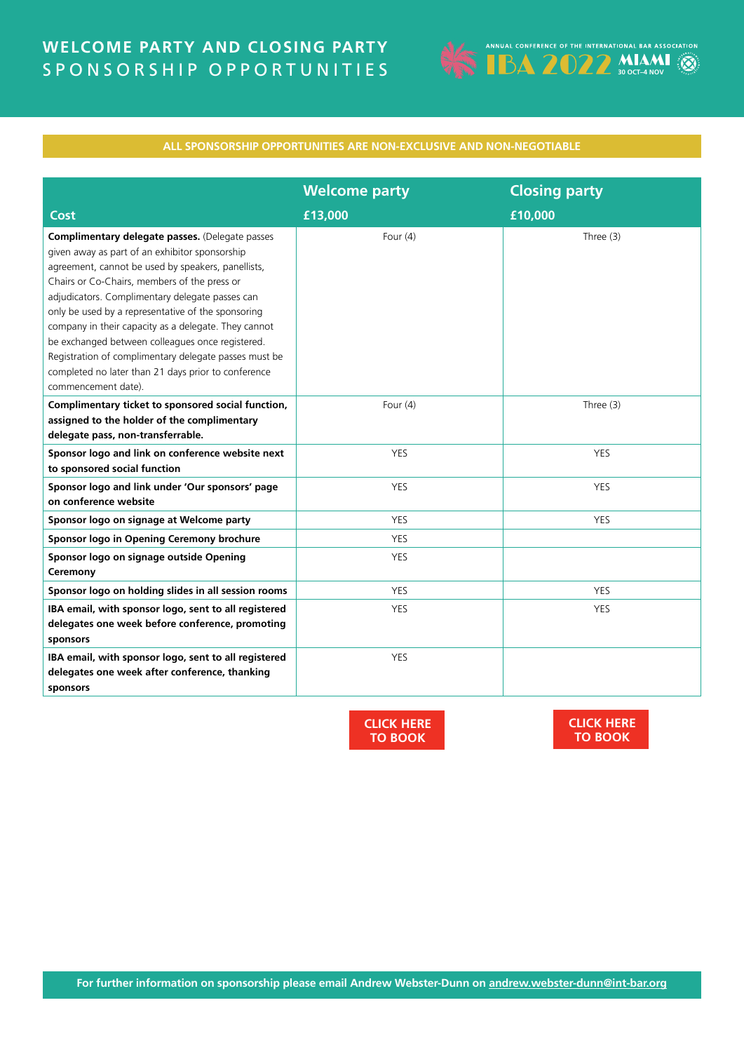# WELCOME PARTY AND CLOSING PARTY
## SPONSORSHIP OPPORTUNITIES

**ALL SPONSORSHIP OPPORTUNITIES ARE NON-EXCLUSIVE AND NON-NEGOTIABLE**

| Cost | Welcome party<br>£13,000 | Closing party<br>£10,000 |
|---|---|---|
| **Complimentary delegate passes.** (Delegate passes given away as part of an exhibitor sponsorship agreement, cannot be used by speakers, panellists, Chairs or Co-Chairs, members of the press or adjudicators. Complimentary delegate passes can only be used by a representative of the sponsoring company in their capacity as a delegate. They cannot be exchanged between colleagues once registered. Registration of complimentary delegate passes must be completed no later than 21 days prior to conference commencement date). | Four (4) | Three (3) |
| **Complimentary ticket to sponsored social function, assigned to the holder of the complimentary delegate pass, non-transferrable.** | Four (4) | Three (3) |
| **Sponsor logo and link on conference website next to sponsored social function** | YES | YES |
| **Sponsor logo and link under 'Our sponsors' page on conference website** | YES | YES |
| **Sponsor logo on signage at Welcome party** | YES | YES |
| **Sponsor logo in Opening Ceremony brochure** | YES | |
| **Sponsor logo on signage outside Opening Ceremony** | YES | |
| **Sponsor logo on holding slides in all session rooms** | YES | YES |
| **IBA email, with sponsor logo, sent to all registered delegates one week before conference, promoting sponsors** | YES | YES |
| **IBA email, with sponsor logo, sent to all registered delegates one week after conference, thanking sponsors** | YES | |

**CLICK HERE TO BOOK** **CLICK HERE TO BOOK**

**For further information on sponsorship please email Andrew Webster-Dunn on andrew.webster-dunn@int-bar.org**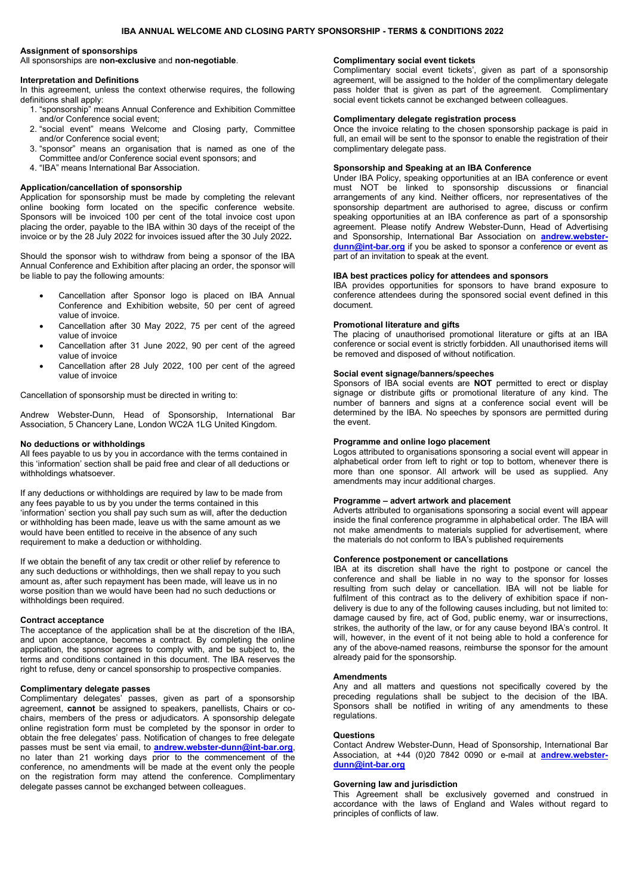# IBA ANNUAL WELCOME AND CLOSING PARTY SPONSORSHIP - TERMS & CONDITIONS 2022

**Assignment of sponsorships**

All sponsorships are **non-exclusive** and **non-negotiable**.

**Interpretation and Definitions**

In this agreement, unless the context otherwise requires, the following definitions shall apply:

1. "sponsorship" means Annual Conference and Exhibition Committee and/or Conference social event;
2. "social event" means Welcome and Closing party, Committee and/or Conference social event;
3. "sponsor" means an organisation that is named as one of the Committee and/or Conference social event sponsors; and
4. "IBA" means International Bar Association.

**Application/cancellation of sponsorship**

Application for sponsorship must be made by completing the relevant online booking form located on the specific conference website. Sponsors will be invoiced 100 per cent of the total invoice cost upon placing the order, payable to the IBA within 30 days of the receipt of the invoice or by the 28 July 2022 for invoices issued after the 30 July 2022**.**

Should the sponsor wish to withdraw from being a sponsor of the IBA Annual Conference and Exhibition after placing an order, the sponsor will be liable to pay the following amounts:

- Cancellation after Sponsor logo is placed on IBA Annual Conference and Exhibition website, 50 per cent of agreed value of invoice.
- Cancellation after 30 May 2022, 75 per cent of the agreed value of invoice
- Cancellation after 31 June 2022, 90 per cent of the agreed value of invoice
- Cancellation after 28 July 2022, 100 per cent of the agreed value of invoice

Cancellation of sponsorship must be directed in writing to:

Andrew Webster-Dunn, Head of Sponsorship, International Bar Association, 5 Chancery Lane, London WC2A 1LG United Kingdom.

**No deductions or withholdings**

All fees payable to us by you in accordance with the terms contained in this 'information' section shall be paid free and clear of all deductions or withholdings whatsoever.

If any deductions or withholdings are required by law to be made from any fees payable to us by you under the terms contained in this 'information' section you shall pay such sum as will, after the deduction or withholding has been made, leave us with the same amount as we would have been entitled to receive in the absence of any such requirement to make a deduction or withholding.

If we obtain the benefit of any tax credit or other relief by reference to any such deductions or withholdings, then we shall repay to you such amount as, after such repayment has been made, will leave us in no worse position than we would have been had no such deductions or withholdings been required.

**Contract acceptance**

The acceptance of the application shall be at the discretion of the IBA, and upon acceptance, becomes a contract. By completing the online application, the sponsor agrees to comply with, and be subject to, the terms and conditions contained in this document. The IBA reserves the right to refuse, deny or cancel sponsorship to prospective companies.

**Complimentary delegate passes**

Complimentary delegates' passes, given as part of a sponsorship agreement, **cannot** be assigned to speakers, panellists, Chairs or co-chairs, members of the press or adjudicators. A sponsorship delegate online registration form must be completed by the sponsor in order to obtain the free delegates' pass. Notification of changes to free delegate passes must be sent via email, to **andrew.webster-dunn@int-bar.org**, no later than 21 working days prior to the commencement of the conference, no amendments will be made at the event only the people on the registration form may attend the conference. Complimentary delegate passes cannot be exchanged between colleagues.

**Complimentary social event tickets**

Complimentary social event tickets', given as part of a sponsorship agreement, will be assigned to the holder of the complimentary delegate pass holder that is given as part of the agreement. Complimentary social event tickets cannot be exchanged between colleagues.

**Complimentary delegate registration process**

Once the invoice relating to the chosen sponsorship package is paid in full, an email will be sent to the sponsor to enable the registration of their complimentary delegate pass.

**Sponsorship and Speaking at an IBA Conference**

Under IBA Policy, speaking opportunities at an IBA conference or event must NOT be linked to sponsorship discussions or financial arrangements of any kind. Neither officers, nor representatives of the sponsorship department are authorised to agree, discuss or confirm speaking opportunities at an IBA conference as part of a sponsorship agreement. Please notify Andrew Webster-Dunn, Head of Advertising and Sponsorship, International Bar Association on **andrew.webster-dunn@int-bar.org** if you be asked to sponsor a conference or event as part of an invitation to speak at the event.

**IBA best practices policy for attendees and sponsors**

IBA provides opportunities for sponsors to have brand exposure to conference attendees during the sponsored social event defined in this document.

**Promotional literature and gifts**

The placing of unauthorised promotional literature or gifts at an IBA conference or social event is strictly forbidden. All unauthorised items will be removed and disposed of without notification.

**Social event signage/banners/speeches**

Sponsors of IBA social events are **NOT** permitted to erect or display signage or distribute gifts or promotional literature of any kind. The number of banners and signs at a conference social event will be determined by the IBA. No speeches by sponsors are permitted during the event.

**Programme and online logo placement**

Logos attributed to organisations sponsoring a social event will appear in alphabetical order from left to right or top to bottom, whenever there is more than one sponsor. All artwork will be used as supplied. Any amendments may incur additional charges.

**Programme – advert artwork and placement**

Adverts attributed to organisations sponsoring a social event will appear inside the final conference programme in alphabetical order. The IBA will not make amendments to materials supplied for advertisement, where the materials do not conform to IBA's published requirements

**Conference postponement or cancellations**

IBA at its discretion shall have the right to postpone or cancel the conference and shall be liable in no way to the sponsor for losses resulting from such delay or cancellation. IBA will not be liable for fulfilment of this contract as to the delivery of exhibition space if non-delivery is due to any of the following causes including, but not limited to: damage caused by fire, act of God, public enemy, war or insurrections, strikes, the authority of the law, or for any cause beyond IBA's control. It will, however, in the event of it not being able to hold a conference for any of the above-named reasons, reimburse the sponsor for the amount already paid for the sponsorship.

**Amendments**

Any and all matters and questions not specifically covered by the preceding regulations shall be subject to the decision of the IBA. Sponsors shall be notified in writing of any amendments to these regulations.

**Questions**

Contact Andrew Webster-Dunn, Head of Sponsorship, International Bar Association, at +44 (0)20 7842 0090 or e-mail at **andrew.webster-dunn@int-bar.org**

**Governing law and jurisdiction**

This Agreement shall be exclusively governed and construed in accordance with the laws of England and Wales without regard to principles of conflicts of law.